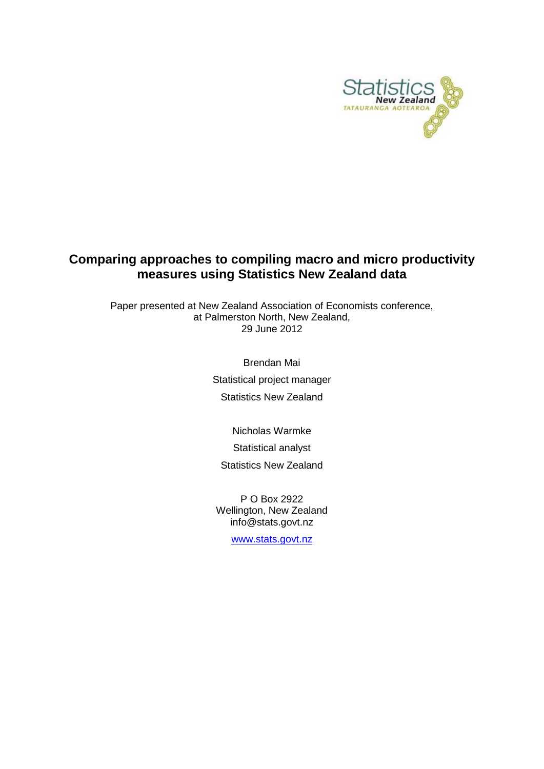# Comparing approaches to compiling macro and micro productivity measures using Statistics New Zealand data

Paper presented at New Zealand Association of Economists conference, at Palmerston North, New Zealand, 29 June 2012

Brendan Mai

Statistical project manager

Statistics New Zealand

Nicholas Warmke

Statistical analyst

Statistics New Zealand

P O Box 2922
Wellington, New Zealand
info@stats.govt.nz

www.stats.govt.nz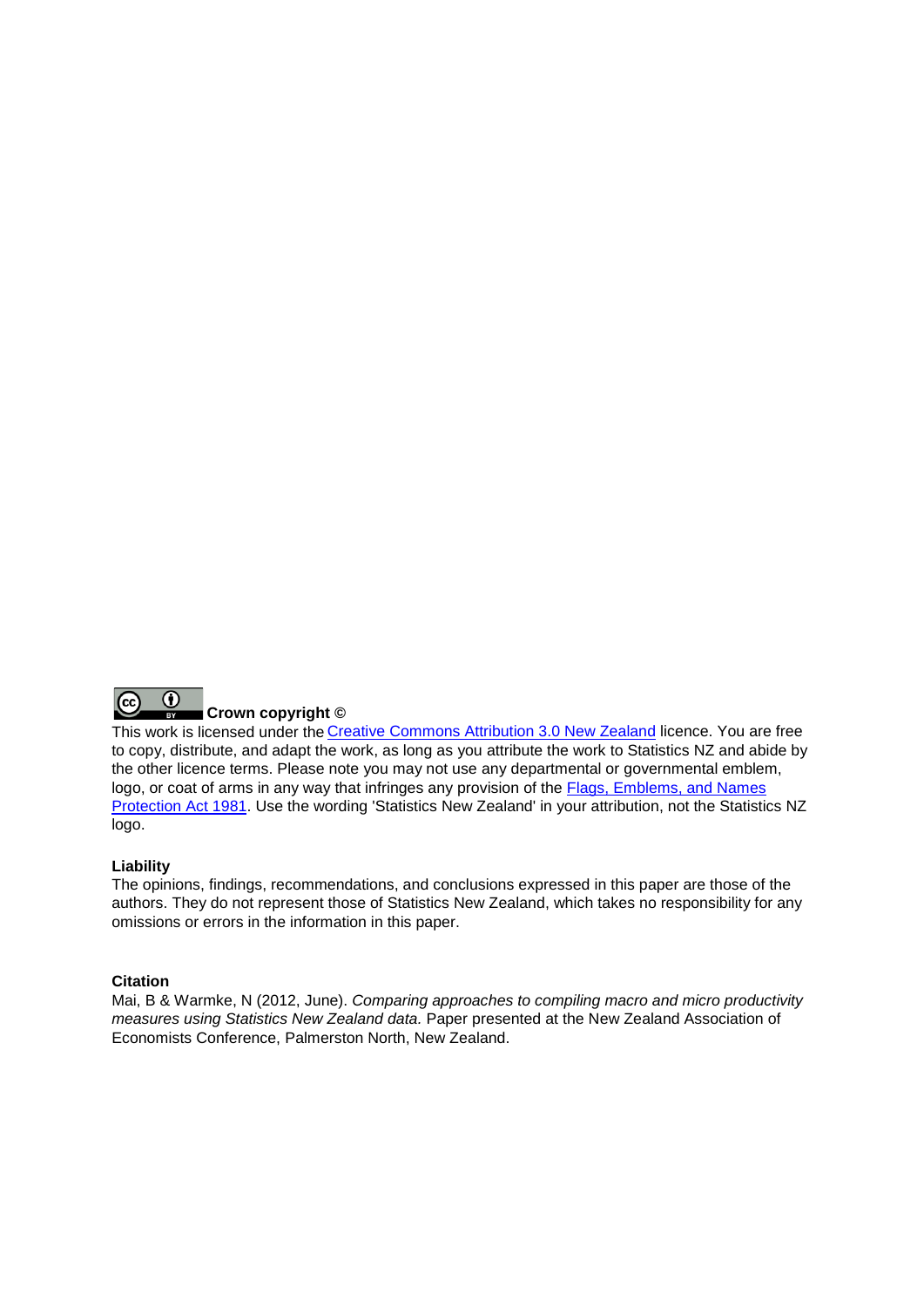**Crown copyright ©**

This work is licensed under the Creative Commons Attribution 3.0 New Zealand licence. You are free to copy, distribute, and adapt the work, as long as you attribute the work to Statistics NZ and abide by the other licence terms. Please note you may not use any departmental or governmental emblem, logo, or coat of arms in any way that infringes any provision of the Flags, Emblems, and Names Protection Act 1981. Use the wording 'Statistics New Zealand' in your attribution, not the Statistics NZ logo.

**Liability**

The opinions, findings, recommendations, and conclusions expressed in this paper are those of the authors. They do not represent those of Statistics New Zealand, which takes no responsibility for any omissions or errors in the information in this paper.

**Citation**

Mai, B & Warmke, N (2012, June). *Comparing approaches to compiling macro and micro productivity measures using Statistics New Zealand data.* Paper presented at the New Zealand Association of Economists Conference, Palmerston North, New Zealand.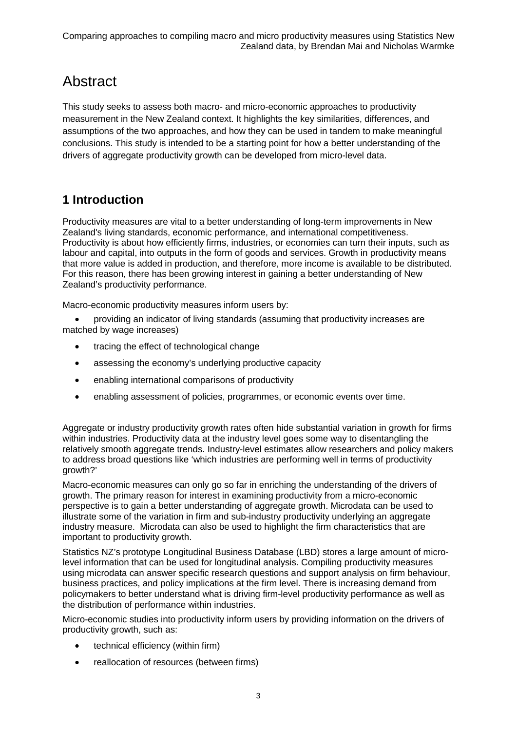# Abstract

This study seeks to assess both macro- and micro-economic approaches to productivity measurement in the New Zealand context. It highlights the key similarities, differences, and assumptions of the two approaches, and how they can be used in tandem to make meaningful conclusions. This study is intended to be a starting point for how a better understanding of the drivers of aggregate productivity growth can be developed from micro-level data.

## 1 Introduction

Productivity measures are vital to a better understanding of long-term improvements in New Zealand's living standards, economic performance, and international competitiveness. Productivity is about how efficiently firms, industries, or economies can turn their inputs, such as labour and capital, into outputs in the form of goods and services. Growth in productivity means that more value is added in production, and therefore, more income is available to be distributed. For this reason, there has been growing interest in gaining a better understanding of New Zealand's productivity performance.

Macro-economic productivity measures inform users by:

- providing an indicator of living standards (assuming that productivity increases are matched by wage increases)
- tracing the effect of technological change
- assessing the economy's underlying productive capacity
- enabling international comparisons of productivity
- enabling assessment of policies, programmes, or economic events over time.

Aggregate or industry productivity growth rates often hide substantial variation in growth for firms within industries. Productivity data at the industry level goes some way to disentangling the relatively smooth aggregate trends. Industry-level estimates allow researchers and policy makers to address broad questions like 'which industries are performing well in terms of productivity growth?'

Macro-economic measures can only go so far in enriching the understanding of the drivers of growth. The primary reason for interest in examining productivity from a micro-economic perspective is to gain a better understanding of aggregate growth. Microdata can be used to illustrate some of the variation in firm and sub-industry productivity underlying an aggregate industry measure. Microdata can also be used to highlight the firm characteristics that are important to productivity growth.

Statistics NZ's prototype Longitudinal Business Database (LBD) stores a large amount of micro-level information that can be used for longitudinal analysis. Compiling productivity measures using microdata can answer specific research questions and support analysis on firm behaviour, business practices, and policy implications at the firm level. There is increasing demand from policymakers to better understand what is driving firm-level productivity performance as well as the distribution of performance within industries.

Micro-economic studies into productivity inform users by providing information on the drivers of productivity growth, such as:

- technical efficiency (within firm)
- reallocation of resources (between firms)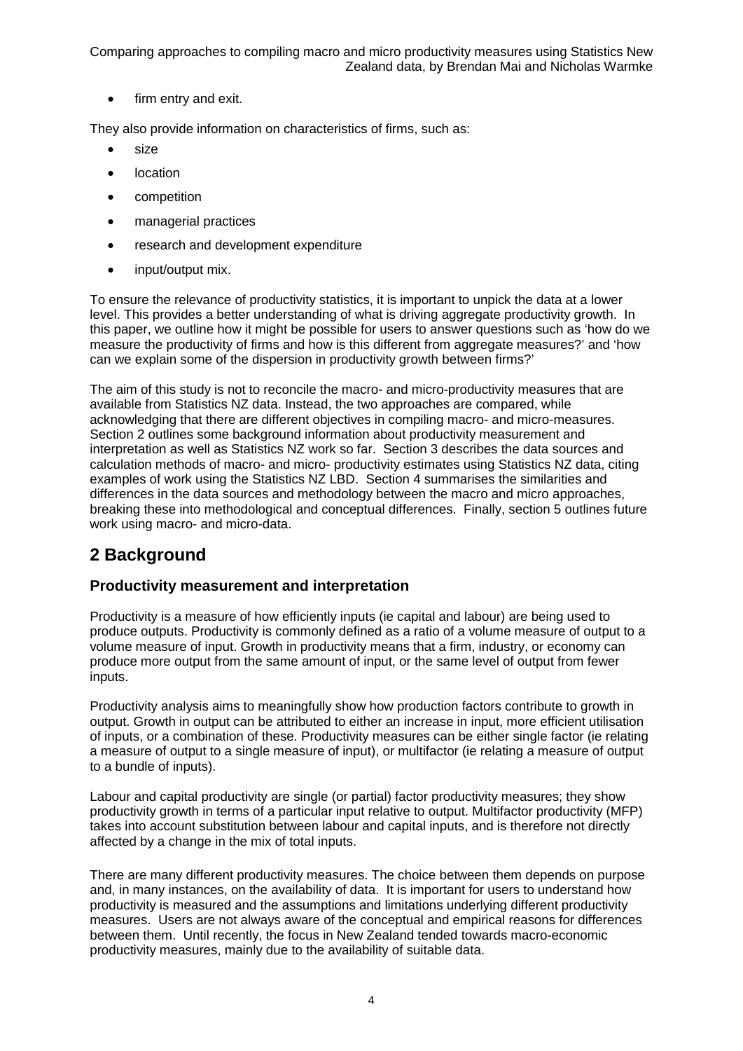- firm entry and exit.

They also provide information on characteristics of firms, such as:

- size
- location
- competition
- managerial practices
- research and development expenditure
- input/output mix.

To ensure the relevance of productivity statistics, it is important to unpick the data at a lower level. This provides a better understanding of what is driving aggregate productivity growth. In this paper, we outline how it might be possible for users to answer questions such as 'how do we measure the productivity of firms and how is this different from aggregate measures?' and 'how can we explain some of the dispersion in productivity growth between firms?'

The aim of this study is not to reconcile the macro- and micro-productivity measures that are available from Statistics NZ data. Instead, the two approaches are compared, while acknowledging that there are different objectives in compiling macro- and micro-measures. Section 2 outlines some background information about productivity measurement and interpretation as well as Statistics NZ work so far. Section 3 describes the data sources and calculation methods of macro- and micro- productivity estimates using Statistics NZ data, citing examples of work using the Statistics NZ LBD. Section 4 summarises the similarities and differences in the data sources and methodology between the macro and micro approaches, breaking these into methodological and conceptual differences. Finally, section 5 outlines future work using macro- and micro-data.

# 2 Background

## Productivity measurement and interpretation

Productivity is a measure of how efficiently inputs (ie capital and labour) are being used to produce outputs. Productivity is commonly defined as a ratio of a volume measure of output to a volume measure of input. Growth in productivity means that a firm, industry, or economy can produce more output from the same amount of input, or the same level of output from fewer inputs.

Productivity analysis aims to meaningfully show how production factors contribute to growth in output. Growth in output can be attributed to either an increase in input, more efficient utilisation of inputs, or a combination of these. Productivity measures can be either single factor (ie relating a measure of output to a single measure of input), or multifactor (ie relating a measure of output to a bundle of inputs).

Labour and capital productivity are single (or partial) factor productivity measures; they show productivity growth in terms of a particular input relative to output. Multifactor productivity (MFP) takes into account substitution between labour and capital inputs, and is therefore not directly affected by a change in the mix of total inputs.

There are many different productivity measures. The choice between them depends on purpose and, in many instances, on the availability of data. It is important for users to understand how productivity is measured and the assumptions and limitations underlying different productivity measures. Users are not always aware of the conceptual and empirical reasons for differences between them. Until recently, the focus in New Zealand tended towards macro-economic productivity measures, mainly due to the availability of suitable data.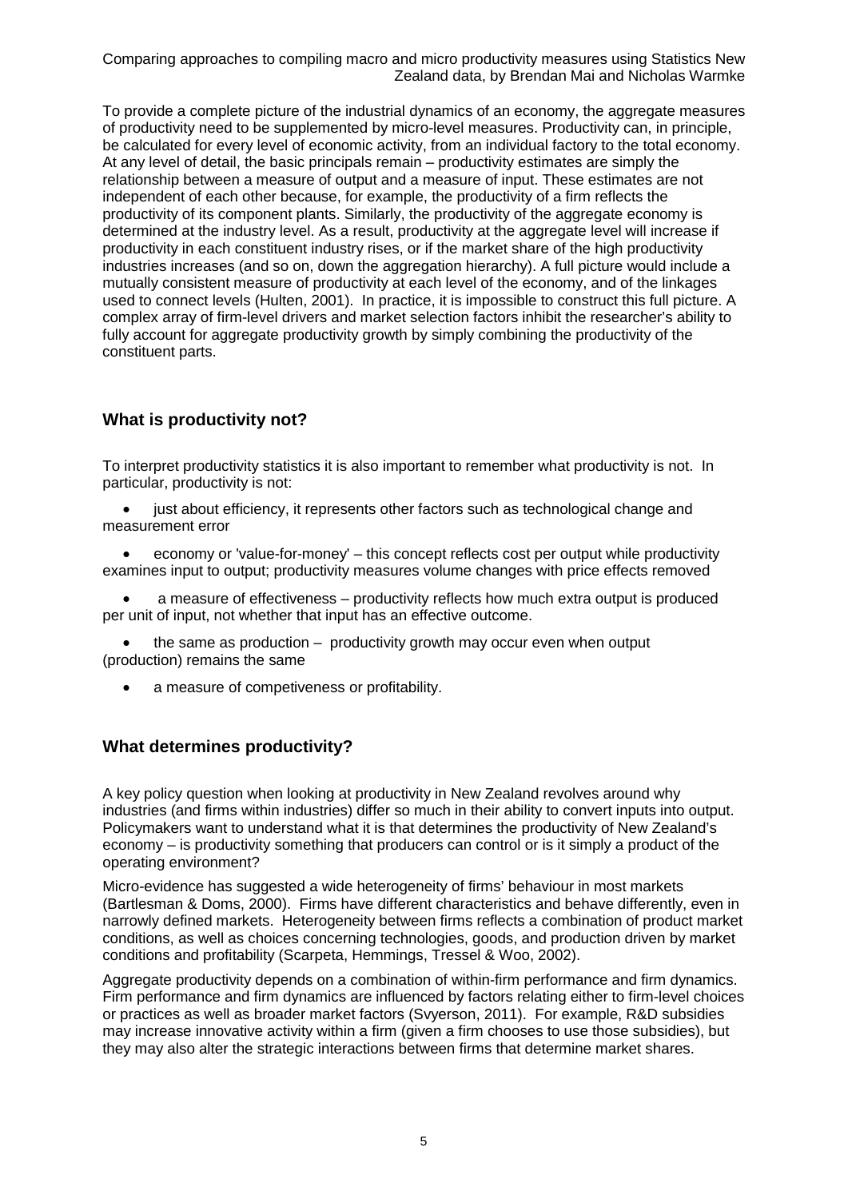To provide a complete picture of the industrial dynamics of an economy, the aggregate measures of productivity need to be supplemented by micro-level measures. Productivity can, in principle, be calculated for every level of economic activity, from an individual factory to the total economy. At any level of detail, the basic principals remain – productivity estimates are simply the relationship between a measure of output and a measure of input. These estimates are not independent of each other because, for example, the productivity of a firm reflects the productivity of its component plants. Similarly, the productivity of the aggregate economy is determined at the industry level. As a result, productivity at the aggregate level will increase if productivity in each constituent industry rises, or if the market share of the high productivity industries increases (and so on, down the aggregation hierarchy). A full picture would include a mutually consistent measure of productivity at each level of the economy, and of the linkages used to connect levels (Hulten, 2001). In practice, it is impossible to construct this full picture. A complex array of firm-level drivers and market selection factors inhibit the researcher's ability to fully account for aggregate productivity growth by simply combining the productivity of the constituent parts.

## What is productivity not?

To interpret productivity statistics it is also important to remember what productivity is not. In particular, productivity is not:

- just about efficiency, it represents other factors such as technological change and measurement error
- economy or 'value-for-money' – this concept reflects cost per output while productivity examines input to output; productivity measures volume changes with price effects removed
- a measure of effectiveness – productivity reflects how much extra output is produced per unit of input, not whether that input has an effective outcome.
- the same as production – productivity growth may occur even when output (production) remains the same
- a measure of competiveness or profitability.

## What determines productivity?

A key policy question when looking at productivity in New Zealand revolves around why industries (and firms within industries) differ so much in their ability to convert inputs into output. Policymakers want to understand what it is that determines the productivity of New Zealand's economy – is productivity something that producers can control or is it simply a product of the operating environment?

Micro-evidence has suggested a wide heterogeneity of firms' behaviour in most markets (Bartlesman & Doms, 2000). Firms have different characteristics and behave differently, even in narrowly defined markets. Heterogeneity between firms reflects a combination of product market conditions, as well as choices concerning technologies, goods, and production driven by market conditions and profitability (Scarpeta, Hemmings, Tressel & Woo, 2002).

Aggregate productivity depends on a combination of within-firm performance and firm dynamics. Firm performance and firm dynamics are influenced by factors relating either to firm-level choices or practices as well as broader market factors (Svyerson, 2011). For example, R&D subsidies may increase innovative activity within a firm (given a firm chooses to use those subsidies), but they may also alter the strategic interactions between firms that determine market shares.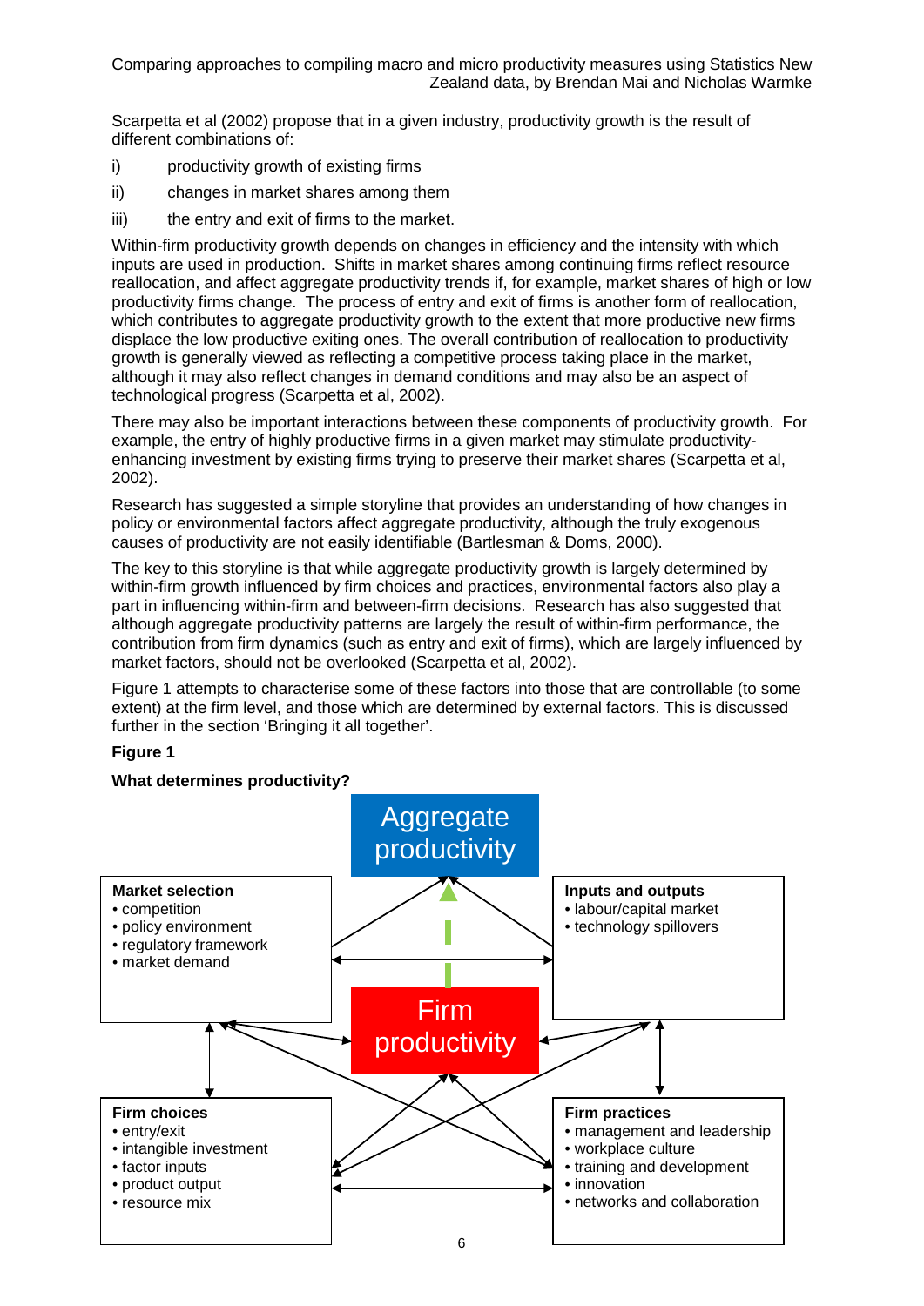Scarpetta et al (2002) propose that in a given industry, productivity growth is the result of different combinations of:

i) productivity growth of existing firms

ii) changes in market shares among them

iii) the entry and exit of firms to the market.

Within-firm productivity growth depends on changes in efficiency and the intensity with which inputs are used in production. Shifts in market shares among continuing firms reflect resource reallocation, and affect aggregate productivity trends if, for example, market shares of high or low productivity firms change. The process of entry and exit of firms is another form of reallocation, which contributes to aggregate productivity growth to the extent that more productive new firms displace the low productive exiting ones. The overall contribution of reallocation to productivity growth is generally viewed as reflecting a competitive process taking place in the market, although it may also reflect changes in demand conditions and may also be an aspect of technological progress (Scarpetta et al, 2002).

There may also be important interactions between these components of productivity growth. For example, the entry of highly productive firms in a given market may stimulate productivity-enhancing investment by existing firms trying to preserve their market shares (Scarpetta et al, 2002).

Research has suggested a simple storyline that provides an understanding of how changes in policy or environmental factors affect aggregate productivity, although the truly exogenous causes of productivity are not easily identifiable (Bartlesman & Doms, 2000).

The key to this storyline is that while aggregate productivity growth is largely determined by within-firm growth influenced by firm choices and practices, environmental factors also play a part in influencing within-firm and between-firm decisions. Research has also suggested that although aggregate productivity patterns are largely the result of within-firm performance, the contribution from firm dynamics (such as entry and exit of firms), which are largely influenced by market factors, should not be overlooked (Scarpetta et al, 2002).

Figure 1 attempts to characterise some of these factors into those that are controllable (to some extent) at the firm level, and those which are determined by external factors. This is discussed further in the section 'Bringing it all together'.

**Figure 1**

**What determines productivity?**

Aggregate productivity

Firm productivity

**Market selection**
- competition
- policy environment
- regulatory framework
- market demand

**Inputs and outputs**
- labour/capital market
- technology spillovers

**Firm choices**
- entry/exit
- intangible investment
- factor inputs
- product output
- resource mix

**Firm practices**
- management and leadership
- workplace culture
- training and development
- innovation
- networks and collaboration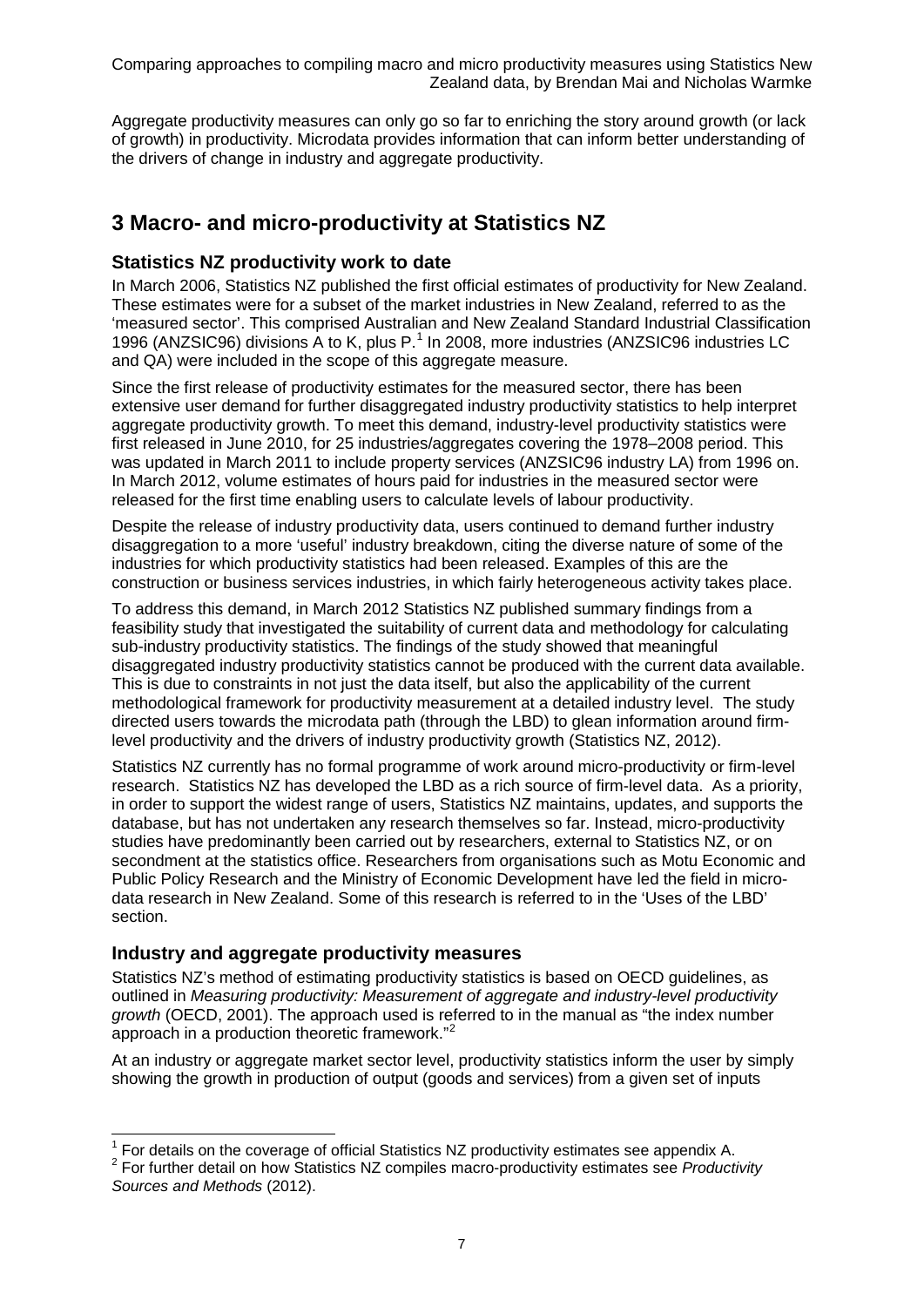Aggregate productivity measures can only go so far to enriching the story around growth (or lack of growth) in productivity. Microdata provides information that can inform better understanding of the drivers of change in industry and aggregate productivity.

# 3 Macro- and micro-productivity at Statistics NZ

## Statistics NZ productivity work to date

In March 2006, Statistics NZ published the first official estimates of productivity for New Zealand. These estimates were for a subset of the market industries in New Zealand, referred to as the 'measured sector'. This comprised Australian and New Zealand Standard Industrial Classification 1996 (ANZSIC96) divisions A to K, plus P.[1] In 2008, more industries (ANZSIC96 industries LC and QA) were included in the scope of this aggregate measure.

Since the first release of productivity estimates for the measured sector, there has been extensive user demand for further disaggregated industry productivity statistics to help interpret aggregate productivity growth. To meet this demand, industry-level productivity statistics were first released in June 2010, for 25 industries/aggregates covering the 1978–2008 period. This was updated in March 2011 to include property services (ANZSIC96 industry LA) from 1996 on. In March 2012, volume estimates of hours paid for industries in the measured sector were released for the first time enabling users to calculate levels of labour productivity.

Despite the release of industry productivity data, users continued to demand further industry disaggregation to a more 'useful' industry breakdown, citing the diverse nature of some of the industries for which productivity statistics had been released. Examples of this are the construction or business services industries, in which fairly heterogeneous activity takes place.

To address this demand, in March 2012 Statistics NZ published summary findings from a feasibility study that investigated the suitability of current data and methodology for calculating sub-industry productivity statistics. The findings of the study showed that meaningful disaggregated industry productivity statistics cannot be produced with the current data available. This is due to constraints in not just the data itself, but also the applicability of the current methodological framework for productivity measurement at a detailed industry level. The study directed users towards the microdata path (through the LBD) to glean information around firm-level productivity and the drivers of industry productivity growth (Statistics NZ, 2012).

Statistics NZ currently has no formal programme of work around micro-productivity or firm-level research. Statistics NZ has developed the LBD as a rich source of firm-level data. As a priority, in order to support the widest range of users, Statistics NZ maintains, updates, and supports the database, but has not undertaken any research themselves so far. Instead, micro-productivity studies have predominantly been carried out by researchers, external to Statistics NZ, or on secondment at the statistics office. Researchers from organisations such as Motu Economic and Public Policy Research and the Ministry of Economic Development have led the field in micro-data research in New Zealand. Some of this research is referred to in the 'Uses of the LBD' section.

## Industry and aggregate productivity measures

Statistics NZ's method of estimating productivity statistics is based on OECD guidelines, as outlined in *Measuring productivity: Measurement of aggregate and industry-level productivity growth* (OECD, 2001). The approach used is referred to in the manual as "the index number approach in a production theoretic framework."[2]

At an industry or aggregate market sector level, productivity statistics inform the user by simply showing the growth in production of output (goods and services) from a given set of inputs

---

[1] For details on the coverage of official Statistics NZ productivity estimates see appendix A.

[2] For further detail on how Statistics NZ compiles macro-productivity estimates see *Productivity Sources and Methods* (2012).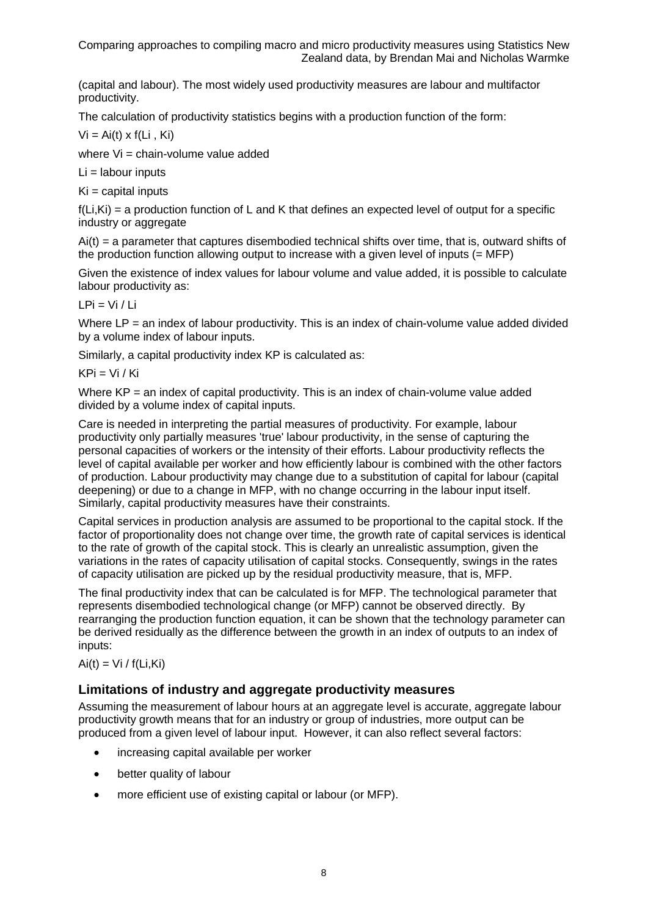(capital and labour). The most widely used productivity measures are labour and multifactor productivity.

The calculation of productivity statistics begins with a production function of the form:

$V_i = A_i(t) \times f(L_i, K_i)$

where $V_i$ = chain-volume value added

$L_i$ = labour inputs

$K_i$ = capital inputs

$f(L_i, K_i)$ = a production function of L and K that defines an expected level of output for a specific industry or aggregate

$A_i(t)$ = a parameter that captures disembodied technical shifts over time, that is, outward shifts of the production function allowing output to increase with a given level of inputs (= MFP)

Given the existence of index values for labour volume and value added, it is possible to calculate labour productivity as:

$LP_i = V_i / L_i$

Where LP = an index of labour productivity. This is an index of chain-volume value added divided by a volume index of labour inputs.

Similarly, a capital productivity index KP is calculated as:

$KP_i = V_i / K_i$

Where KP = an index of capital productivity. This is an index of chain-volume value added divided by a volume index of capital inputs.

Care is needed in interpreting the partial measures of productivity. For example, labour productivity only partially measures 'true' labour productivity, in the sense of capturing the personal capacities of workers or the intensity of their efforts. Labour productivity reflects the level of capital available per worker and how efficiently labour is combined with the other factors of production. Labour productivity may change due to a substitution of capital for labour (capital deepening) or due to a change in MFP, with no change occurring in the labour input itself. Similarly, capital productivity measures have their constraints.

Capital services in production analysis are assumed to be proportional to the capital stock. If the factor of proportionality does not change over time, the growth rate of capital services is identical to the rate of growth of the capital stock. This is clearly an unrealistic assumption, given the variations in the rates of capacity utilisation of capital stocks. Consequently, swings in the rates of capacity utilisation are picked up by the residual productivity measure, that is, MFP.

The final productivity index that can be calculated is for MFP. The technological parameter that represents disembodied technological change (or MFP) cannot be observed directly. By rearranging the production function equation, it can be shown that the technology parameter can be derived residually as the difference between the growth in an index of outputs to an index of inputs:

$A_i(t) = V_i / f(L_i, K_i)$

## Limitations of industry and aggregate productivity measures

Assuming the measurement of labour hours at an aggregate level is accurate, aggregate labour productivity growth means that for an industry or group of industries, more output can be produced from a given level of labour input. However, it can also reflect several factors:

- increasing capital available per worker
- better quality of labour
- more efficient use of existing capital or labour (or MFP).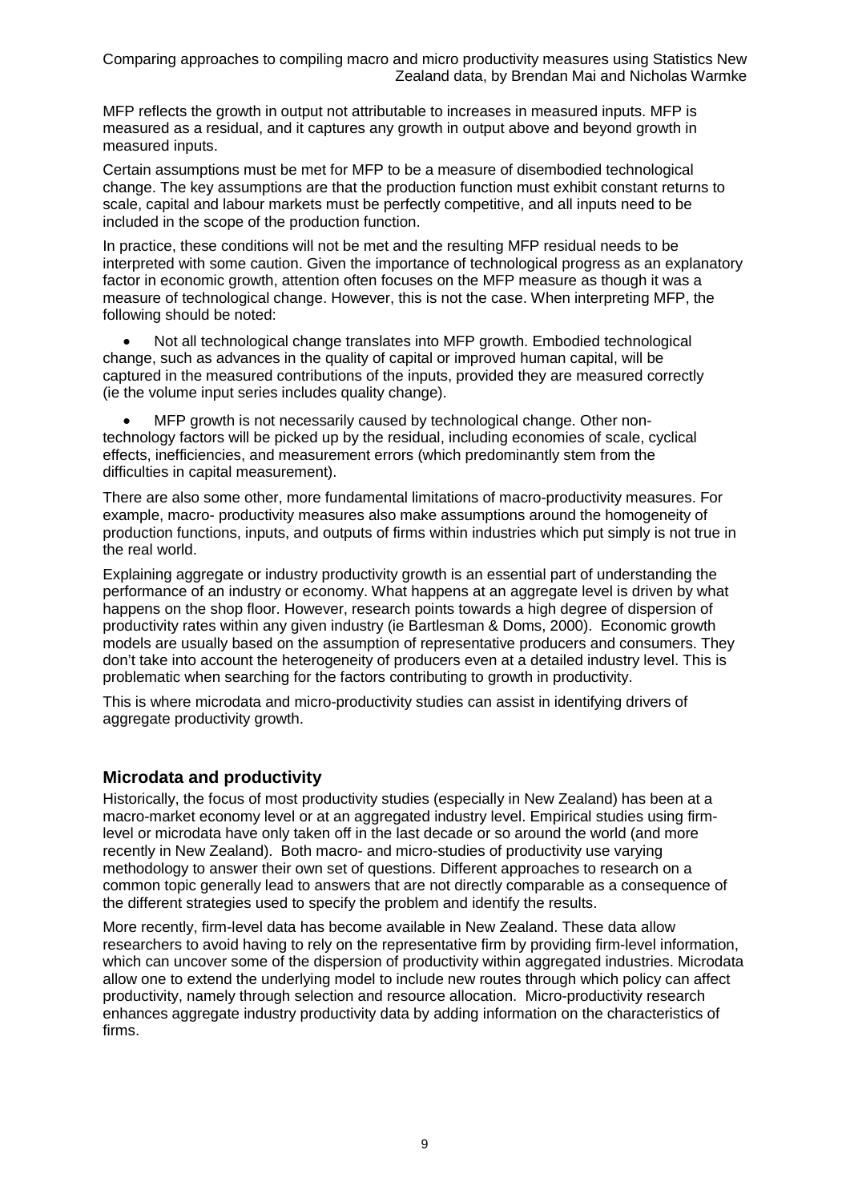MFP reflects the growth in output not attributable to increases in measured inputs. MFP is measured as a residual, and it captures any growth in output above and beyond growth in measured inputs.

Certain assumptions must be met for MFP to be a measure of disembodied technological change. The key assumptions are that the production function must exhibit constant returns to scale, capital and labour markets must be perfectly competitive, and all inputs need to be included in the scope of the production function.

In practice, these conditions will not be met and the resulting MFP residual needs to be interpreted with some caution. Given the importance of technological progress as an explanatory factor in economic growth, attention often focuses on the MFP measure as though it was a measure of technological change. However, this is not the case. When interpreting MFP, the following should be noted:

- Not all technological change translates into MFP growth. Embodied technological change, such as advances in the quality of capital or improved human capital, will be captured in the measured contributions of the inputs, provided they are measured correctly (ie the volume input series includes quality change).
- MFP growth is not necessarily caused by technological change. Other non-technology factors will be picked up by the residual, including economies of scale, cyclical effects, inefficiencies, and measurement errors (which predominantly stem from the difficulties in capital measurement).

There are also some other, more fundamental limitations of macro-productivity measures. For example, macro- productivity measures also make assumptions around the homogeneity of production functions, inputs, and outputs of firms within industries which put simply is not true in the real world.

Explaining aggregate or industry productivity growth is an essential part of understanding the performance of an industry or economy. What happens at an aggregate level is driven by what happens on the shop floor. However, research points towards a high degree of dispersion of productivity rates within any given industry (ie Bartlesman & Doms, 2000). Economic growth models are usually based on the assumption of representative producers and consumers. They don't take into account the heterogeneity of producers even at a detailed industry level. This is problematic when searching for the factors contributing to growth in productivity.

This is where microdata and micro-productivity studies can assist in identifying drivers of aggregate productivity growth.

## Microdata and productivity

Historically, the focus of most productivity studies (especially in New Zealand) has been at a macro-market economy level or at an aggregated industry level. Empirical studies using firm-level or microdata have only taken off in the last decade or so around the world (and more recently in New Zealand). Both macro- and micro-studies of productivity use varying methodology to answer their own set of questions. Different approaches to research on a common topic generally lead to answers that are not directly comparable as a consequence of the different strategies used to specify the problem and identify the results.

More recently, firm-level data has become available in New Zealand. These data allow researchers to avoid having to rely on the representative firm by providing firm-level information, which can uncover some of the dispersion of productivity within aggregated industries. Microdata allow one to extend the underlying model to include new routes through which policy can affect productivity, namely through selection and resource allocation. Micro-productivity research enhances aggregate industry productivity data by adding information on the characteristics of firms.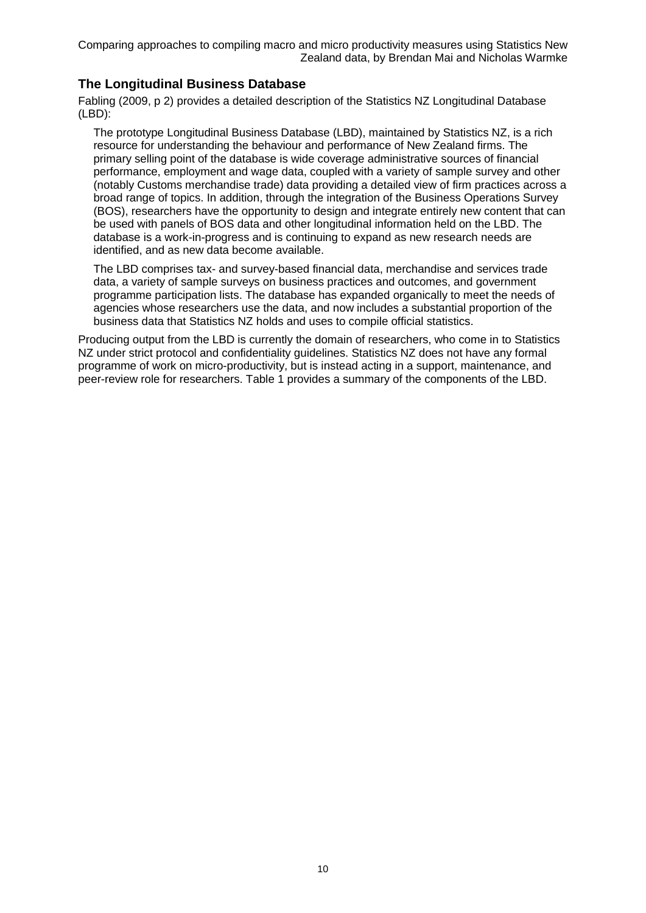## The Longitudinal Business Database

Fabling (2009, p 2) provides a detailed description of the Statistics NZ Longitudinal Database (LBD):

> The prototype Longitudinal Business Database (LBD), maintained by Statistics NZ, is a rich resource for understanding the behaviour and performance of New Zealand firms. The primary selling point of the database is wide coverage administrative sources of financial performance, employment and wage data, coupled with a variety of sample survey and other (notably Customs merchandise trade) data providing a detailed view of firm practices across a broad range of topics. In addition, through the integration of the Business Operations Survey (BOS), researchers have the opportunity to design and integrate entirely new content that can be used with panels of BOS data and other longitudinal information held on the LBD. The database is a work-in-progress and is continuing to expand as new research needs are identified, and as new data become available.
>
> The LBD comprises tax- and survey-based financial data, merchandise and services trade data, a variety of sample surveys on business practices and outcomes, and government programme participation lists. The database has expanded organically to meet the needs of agencies whose researchers use the data, and now includes a substantial proportion of the business data that Statistics NZ holds and uses to compile official statistics.

Producing output from the LBD is currently the domain of researchers, who come in to Statistics NZ under strict protocol and confidentiality guidelines. Statistics NZ does not have any formal programme of work on micro-productivity, but is instead acting in a support, maintenance, and peer-review role for researchers. Table 1 provides a summary of the components of the LBD.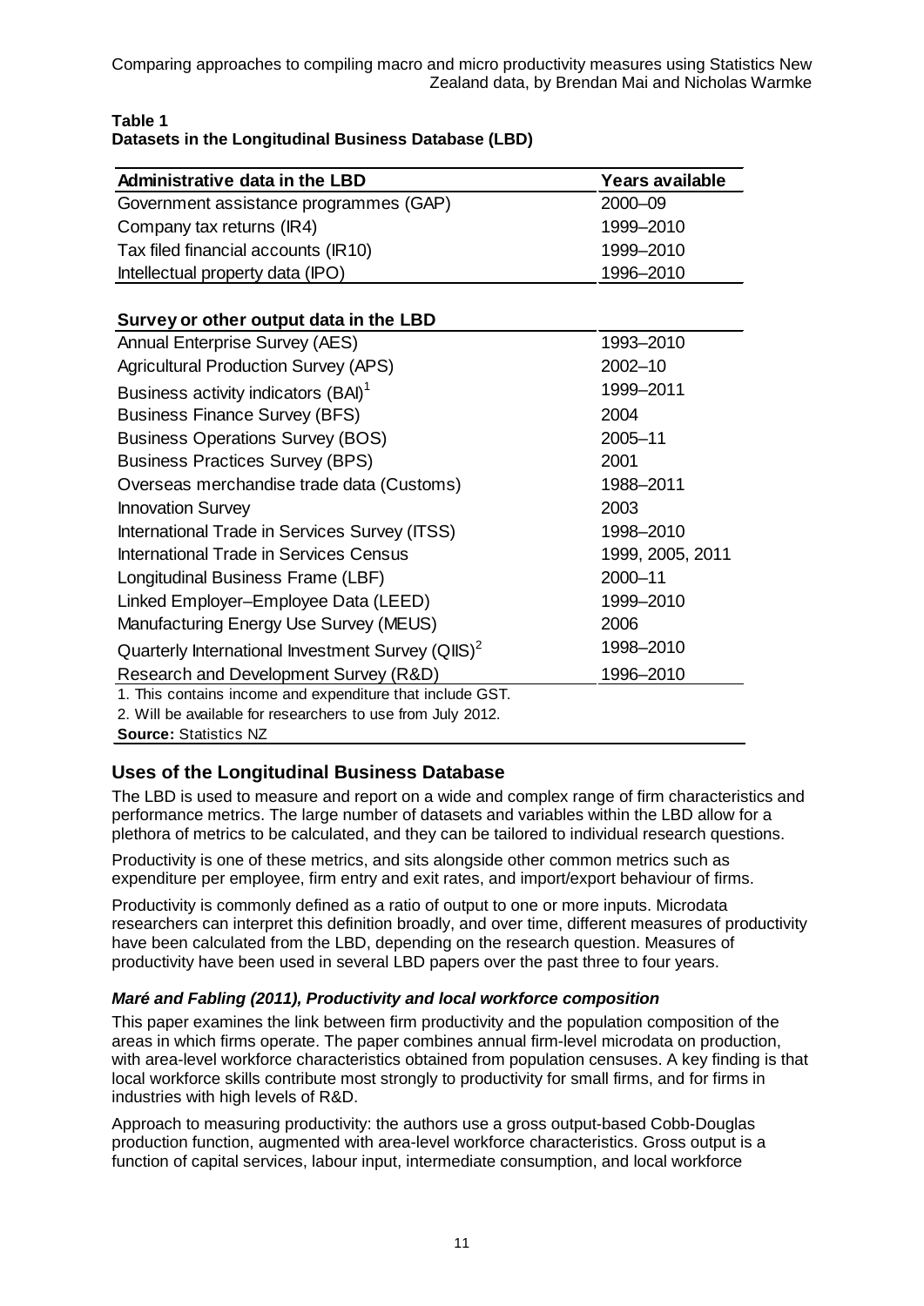**Table 1**
**Datasets in the Longitudinal Business Database (LBD)**

| Administrative data in the LBD | Years available |
|---|---|
| Government assistance programmes (GAP) | 2000–09 |
| Company tax returns (IR4) | 1999–2010 |
| Tax filed financial accounts (IR10) | 1999–2010 |
| Intellectual property data (IPO) | 1996–2010 |
| **Survey or other output data in the LBD** | |
| Annual Enterprise Survey (AES) | 1993–2010 |
| Agricultural Production Survey (APS) | 2002–10 |
| Business activity indicators (BAI)[1] | 1999–2011 |
| Business Finance Survey (BFS) | 2004 |
| Business Operations Survey (BOS) | 2005–11 |
| Business Practices Survey (BPS) | 2001 |
| Overseas merchandise trade data (Customs) | 1988–2011 |
| Innovation Survey | 2003 |
| International Trade in Services Survey (ITSS) | 1998–2010 |
| International Trade in Services Census | 1999, 2005, 2011 |
| Longitudinal Business Frame (LBF) | 2000–11 |
| Linked Employer–Employee Data (LEED) | 1999–2010 |
| Manufacturing Energy Use Survey (MEUS) | 2006 |
| Quarterly International Investment Survey (QIIS)[2] | 1998–2010 |
| Research and Development Survey (R&D) | 1996–2010 |

1. This contains income and expenditure that include GST.
2. Will be available for researchers to use from July 2012.
**Source:** Statistics NZ

## Uses of the Longitudinal Business Database

The LBD is used to measure and report on a wide and complex range of firm characteristics and performance metrics. The large number of datasets and variables within the LBD allow for a plethora of metrics to be calculated, and they can be tailored to individual research questions.

Productivity is one of these metrics, and sits alongside other common metrics such as expenditure per employee, firm entry and exit rates, and import/export behaviour of firms.

Productivity is commonly defined as a ratio of output to one or more inputs. Microdata researchers can interpret this definition broadly, and over time, different measures of productivity have been calculated from the LBD, depending on the research question. Measures of productivity have been used in several LBD papers over the past three to four years.

### *Maré and Fabling (2011), Productivity and local workforce composition*

This paper examines the link between firm productivity and the population composition of the areas in which firms operate. The paper combines annual firm-level microdata on production, with area-level workforce characteristics obtained from population censuses. A key finding is that local workforce skills contribute most strongly to productivity for small firms, and for firms in industries with high levels of R&D.

Approach to measuring productivity: the authors use a gross output-based Cobb-Douglas production function, augmented with area-level workforce characteristics. Gross output is a function of capital services, labour input, intermediate consumption, and local workforce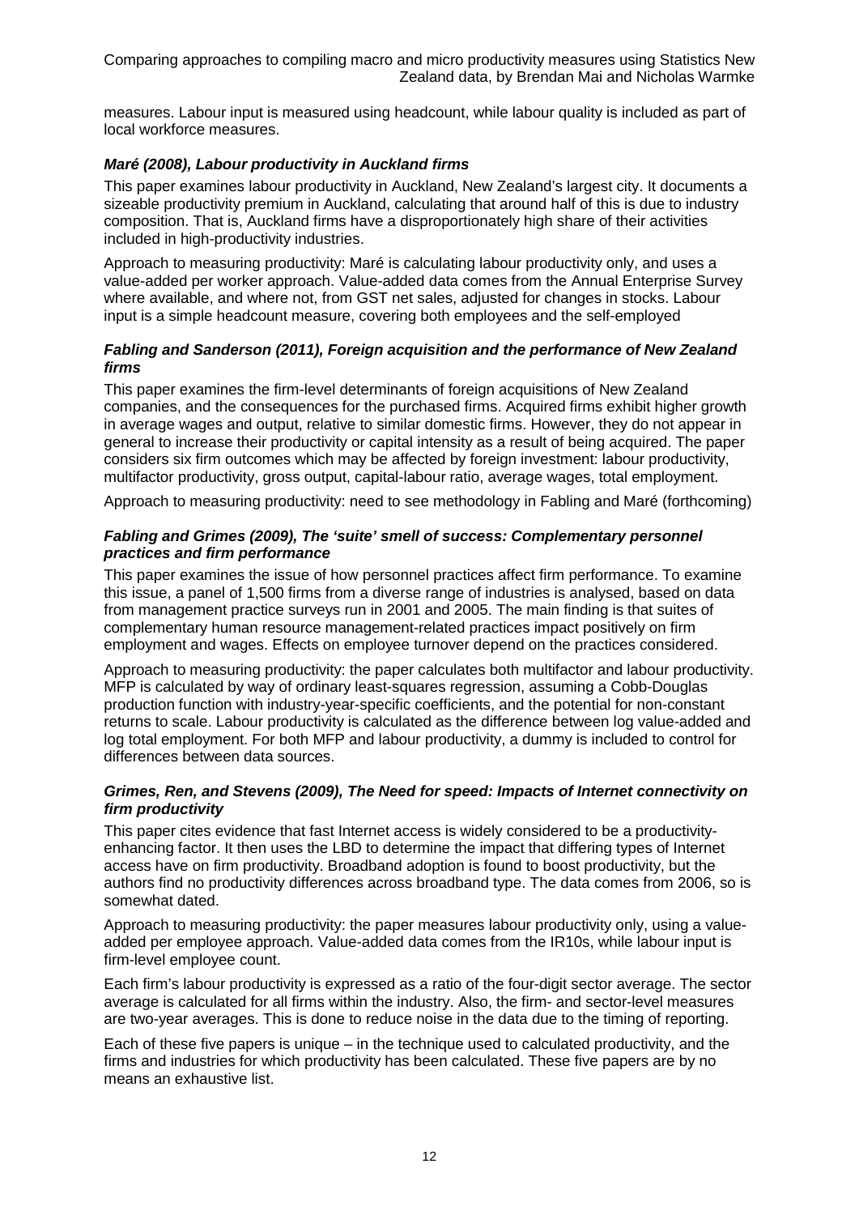measures. Labour input is measured using headcount, while labour quality is included as part of local workforce measures.

### *Maré (2008), Labour productivity in Auckland firms*

This paper examines labour productivity in Auckland, New Zealand's largest city. It documents a sizeable productivity premium in Auckland, calculating that around half of this is due to industry composition. That is, Auckland firms have a disproportionately high share of their activities included in high-productivity industries.

Approach to measuring productivity: Maré is calculating labour productivity only, and uses a value-added per worker approach. Value-added data comes from the Annual Enterprise Survey where available, and where not, from GST net sales, adjusted for changes in stocks. Labour input is a simple headcount measure, covering both employees and the self-employed

### *Fabling and Sanderson (2011), Foreign acquisition and the performance of New Zealand firms*

This paper examines the firm-level determinants of foreign acquisitions of New Zealand companies, and the consequences for the purchased firms. Acquired firms exhibit higher growth in average wages and output, relative to similar domestic firms. However, they do not appear in general to increase their productivity or capital intensity as a result of being acquired. The paper considers six firm outcomes which may be affected by foreign investment: labour productivity, multifactor productivity, gross output, capital-labour ratio, average wages, total employment.

Approach to measuring productivity: need to see methodology in Fabling and Maré (forthcoming)

### *Fabling and Grimes (2009), The 'suite' smell of success: Complementary personnel practices and firm performance*

This paper examines the issue of how personnel practices affect firm performance. To examine this issue, a panel of 1,500 firms from a diverse range of industries is analysed, based on data from management practice surveys run in 2001 and 2005. The main finding is that suites of complementary human resource management-related practices impact positively on firm employment and wages. Effects on employee turnover depend on the practices considered.

Approach to measuring productivity: the paper calculates both multifactor and labour productivity. MFP is calculated by way of ordinary least-squares regression, assuming a Cobb-Douglas production function with industry-year-specific coefficients, and the potential for non-constant returns to scale. Labour productivity is calculated as the difference between log value-added and log total employment. For both MFP and labour productivity, a dummy is included to control for differences between data sources.

### *Grimes, Ren, and Stevens (2009), The Need for speed: Impacts of Internet connectivity on firm productivity*

This paper cites evidence that fast Internet access is widely considered to be a productivity-enhancing factor. It then uses the LBD to determine the impact that differing types of Internet access have on firm productivity. Broadband adoption is found to boost productivity, but the authors find no productivity differences across broadband type. The data comes from 2006, so is somewhat dated.

Approach to measuring productivity: the paper measures labour productivity only, using a value-added per employee approach. Value-added data comes from the IR10s, while labour input is firm-level employee count.

Each firm's labour productivity is expressed as a ratio of the four-digit sector average. The sector average is calculated for all firms within the industry. Also, the firm- and sector-level measures are two-year averages. This is done to reduce noise in the data due to the timing of reporting.

Each of these five papers is unique – in the technique used to calculated productivity, and the firms and industries for which productivity has been calculated. These five papers are by no means an exhaustive list.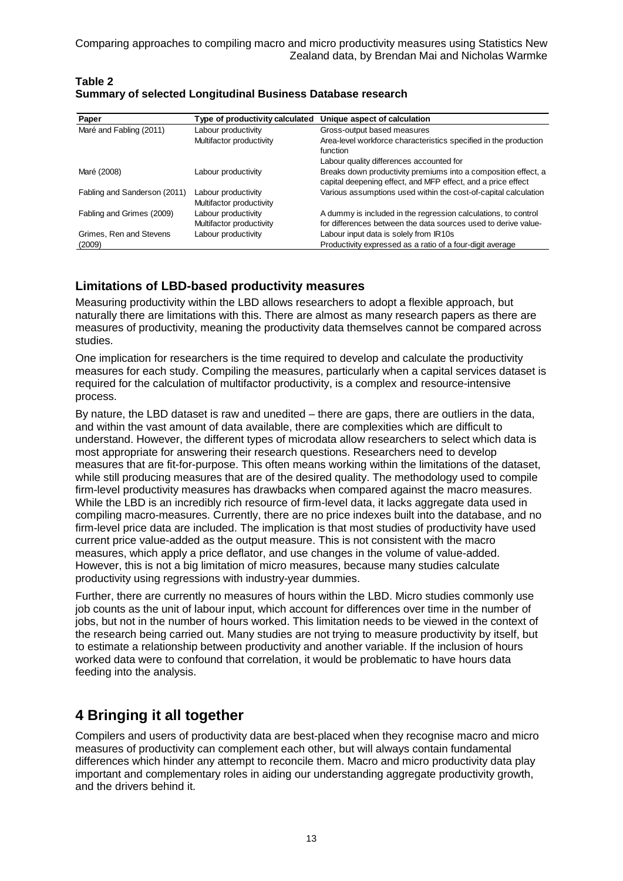**Table 2**
**Summary of selected Longitudinal Business Database research**

| Paper | Type of productivity calculated | Unique aspect of calculation |
|---|---|---|
| Maré and Fabling (2011) | Labour productivity | Gross-output based measures |
| | Multifactor productivity | Area-level workforce characteristics specified in the production function |
| | | Labour quality differences accounted for |
| Maré (2008) | Labour productivity | Breaks down productivity premiums into a composition effect, a capital deepening effect, and MFP effect, and a price effect |
| Fabling and Sanderson (2011) | Labour productivity | Various assumptions used within the cost-of-capital calculation |
| | Multifactor productivity | |
| Fabling and Grimes (2009) | Labour productivity | A dummy is included in the regression calculations, to control |
| | Multifactor productivity | for differences between the data sources used to derive value- |
| Grimes, Ren and Stevens (2009) | Labour productivity | Labour input data is solely from IR10s |
| | | Productivity expressed as a ratio of a four-digit average |

## Limitations of LBD-based productivity measures

Measuring productivity within the LBD allows researchers to adopt a flexible approach, but naturally there are limitations with this. There are almost as many research papers as there are measures of productivity, meaning the productivity data themselves cannot be compared across studies.

One implication for researchers is the time required to develop and calculate the productivity measures for each study. Compiling the measures, particularly when a capital services dataset is required for the calculation of multifactor productivity, is a complex and resource-intensive process.

By nature, the LBD dataset is raw and unedited – there are gaps, there are outliers in the data, and within the vast amount of data available, there are complexities which are difficult to understand. However, the different types of microdata allow researchers to select which data is most appropriate for answering their research questions. Researchers need to develop measures that are fit-for-purpose. This often means working within the limitations of the dataset, while still producing measures that are of the desired quality. The methodology used to compile firm-level productivity measures has drawbacks when compared against the macro measures. While the LBD is an incredibly rich resource of firm-level data, it lacks aggregate data used in compiling macro-measures. Currently, there are no price indexes built into the database, and no firm-level price data are included. The implication is that most studies of productivity have used current price value-added as the output measure. This is not consistent with the macro measures, which apply a price deflator, and use changes in the volume of value-added. However, this is not a big limitation of micro measures, because many studies calculate productivity using regressions with industry-year dummies.

Further, there are currently no measures of hours within the LBD. Micro studies commonly use job counts as the unit of labour input, which account for differences over time in the number of jobs, but not in the number of hours worked. This limitation needs to be viewed in the context of the research being carried out. Many studies are not trying to measure productivity by itself, but to estimate a relationship between productivity and another variable. If the inclusion of hours worked data were to confound that correlation, it would be problematic to have hours data feeding into the analysis.

# 4 Bringing it all together

Compilers and users of productivity data are best-placed when they recognise macro and micro measures of productivity can complement each other, but will always contain fundamental differences which hinder any attempt to reconcile them. Macro and micro productivity data play important and complementary roles in aiding our understanding aggregate productivity growth, and the drivers behind it.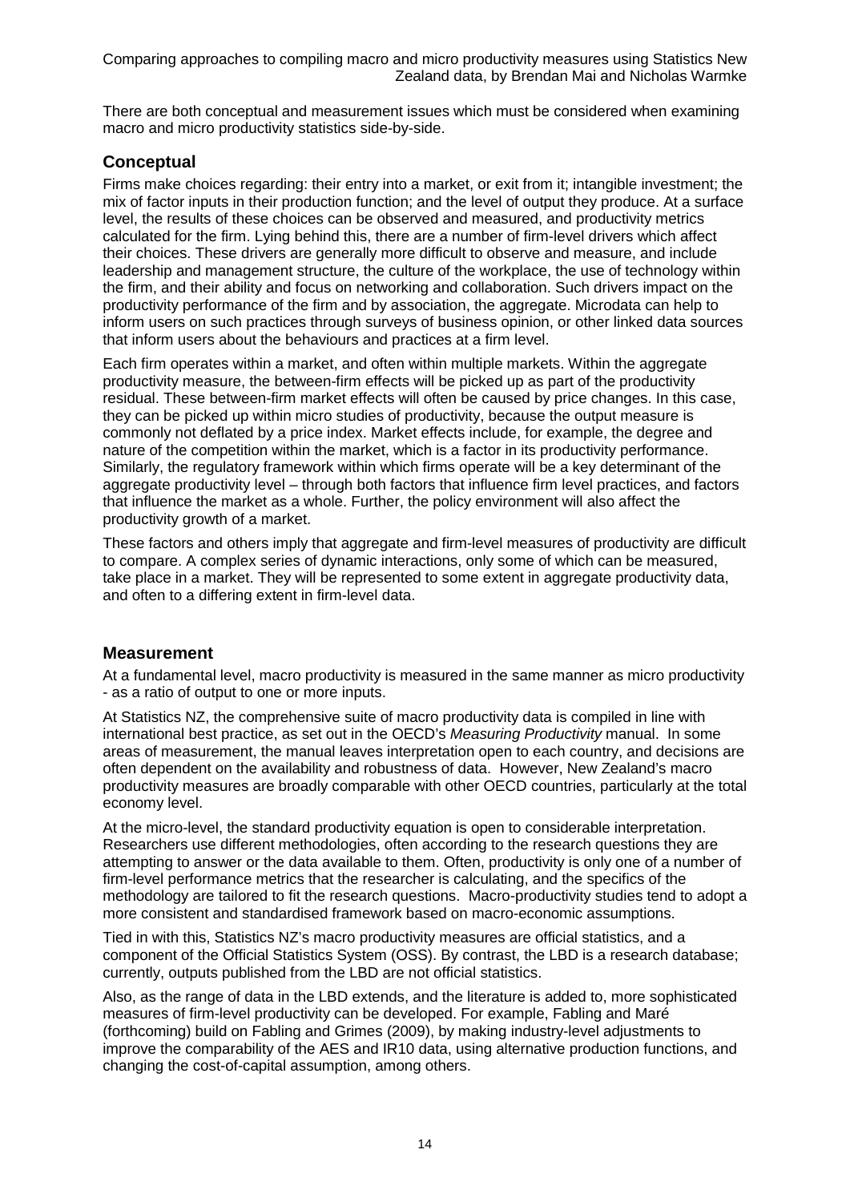There are both conceptual and measurement issues which must be considered when examining macro and micro productivity statistics side-by-side.

## Conceptual

Firms make choices regarding: their entry into a market, or exit from it; intangible investment; the mix of factor inputs in their production function; and the level of output they produce. At a surface level, the results of these choices can be observed and measured, and productivity metrics calculated for the firm. Lying behind this, there are a number of firm-level drivers which affect their choices. These drivers are generally more difficult to observe and measure, and include leadership and management structure, the culture of the workplace, the use of technology within the firm, and their ability and focus on networking and collaboration. Such drivers impact on the productivity performance of the firm and by association, the aggregate. Microdata can help to inform users on such practices through surveys of business opinion, or other linked data sources that inform users about the behaviours and practices at a firm level.

Each firm operates within a market, and often within multiple markets. Within the aggregate productivity measure, the between-firm effects will be picked up as part of the productivity residual. These between-firm market effects will often be caused by price changes. In this case, they can be picked up within micro studies of productivity, because the output measure is commonly not deflated by a price index. Market effects include, for example, the degree and nature of the competition within the market, which is a factor in its productivity performance. Similarly, the regulatory framework within which firms operate will be a key determinant of the aggregate productivity level – through both factors that influence firm level practices, and factors that influence the market as a whole. Further, the policy environment will also affect the productivity growth of a market.

These factors and others imply that aggregate and firm-level measures of productivity are difficult to compare. A complex series of dynamic interactions, only some of which can be measured, take place in a market. They will be represented to some extent in aggregate productivity data, and often to a differing extent in firm-level data.

## Measurement

At a fundamental level, macro productivity is measured in the same manner as micro productivity - as a ratio of output to one or more inputs.

At Statistics NZ, the comprehensive suite of macro productivity data is compiled in line with international best practice, as set out in the OECD's *Measuring Productivity* manual. In some areas of measurement, the manual leaves interpretation open to each country, and decisions are often dependent on the availability and robustness of data. However, New Zealand's macro productivity measures are broadly comparable with other OECD countries, particularly at the total economy level.

At the micro-level, the standard productivity equation is open to considerable interpretation. Researchers use different methodologies, often according to the research questions they are attempting to answer or the data available to them. Often, productivity is only one of a number of firm-level performance metrics that the researcher is calculating, and the specifics of the methodology are tailored to fit the research questions. Macro-productivity studies tend to adopt a more consistent and standardised framework based on macro-economic assumptions.

Tied in with this, Statistics NZ's macro productivity measures are official statistics, and a component of the Official Statistics System (OSS). By contrast, the LBD is a research database; currently, outputs published from the LBD are not official statistics.

Also, as the range of data in the LBD extends, and the literature is added to, more sophisticated measures of firm-level productivity can be developed. For example, Fabling and Maré (forthcoming) build on Fabling and Grimes (2009), by making industry-level adjustments to improve the comparability of the AES and IR10 data, using alternative production functions, and changing the cost-of-capital assumption, among others.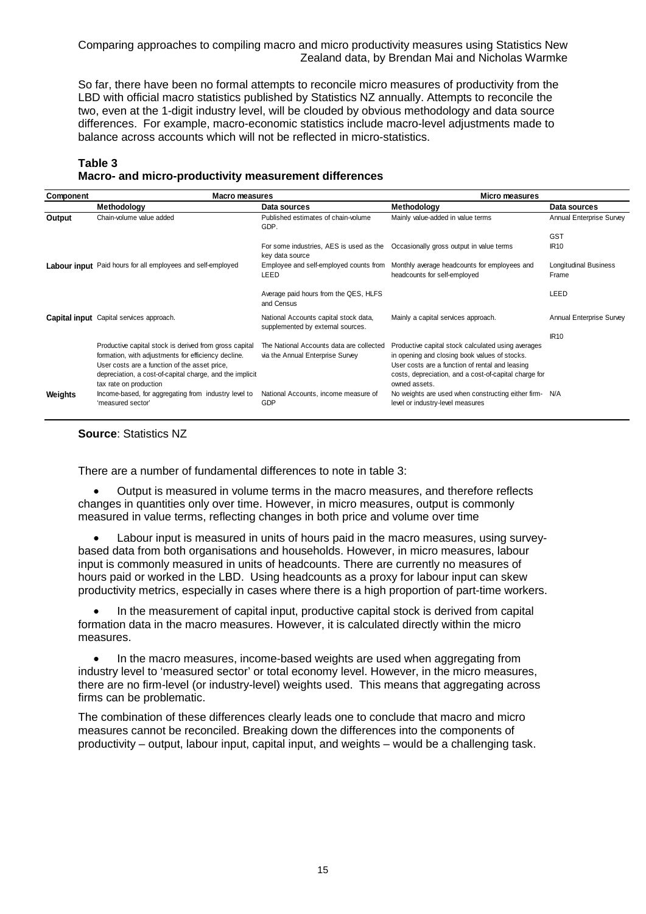So far, there have been no formal attempts to reconcile micro measures of productivity from the LBD with official macro statistics published by Statistics NZ annually. Attempts to reconcile the two, even at the 1-digit industry level, will be clouded by obvious methodology and data source differences. For example, macro-economic statistics include macro-level adjustments made to balance across accounts which will not be reflected in micro-statistics.

**Table 3**
**Macro- and micro-productivity measurement differences**

| Component | Macro measures | | Micro measures | |
|---|---|---|---|---|
| | **Methodology** | **Data sources** | **Methodology** | **Data sources** |
| **Output** | Chain-volume value added | Published estimates of chain-volume GDP. | Mainly value-added in value terms | Annual Enterprise Survey |
| | | | | GST |
| | | For some industries, AES is used as the key data source | Occasionally gross output in value terms | IR10 |
| **Labour input** | Paid hours for all employees and self-employed | Employee and self-employed counts from LEED | Monthly average headcounts for employees and headcounts for self-employed | Longitudinal Business Frame |
| | | Average paid hours from the QES, HLFS and Census | | LEED |
| **Capital input** | Capital services approach. | National Accounts capital stock data, supplemented by external sources. | Mainly a capital services approach. | Annual Enterprise Survey |
| | | | | IR10 |
| | Productive capital stock is derived from gross capital formation, with adjustments for efficiency decline. User costs are a function of the asset price, depreciation, a cost-of-capital charge, and the implicit tax rate on production | The National Accounts data are collected via the Annual Enterprise Survey | Productive capital stock calculated using averages in opening and closing book values of stocks. User costs are a function of rental and leasing costs, depreciation, and a cost-of-capital charge for owned assets. | |
| **Weights** | Income-based, for aggregating from industry level to 'measured sector' | National Accounts, income measure of GDP | No weights are used when constructing either firm-level or industry-level measures | N/A |

**Source**: Statistics NZ

There are a number of fundamental differences to note in table 3:

- Output is measured in volume terms in the macro measures, and therefore reflects changes in quantities only over time. However, in micro measures, output is commonly measured in value terms, reflecting changes in both price and volume over time
- Labour input is measured in units of hours paid in the macro measures, using survey-based data from both organisations and households. However, in micro measures, labour input is commonly measured in units of headcounts. There are currently no measures of hours paid or worked in the LBD. Using headcounts as a proxy for labour input can skew productivity metrics, especially in cases where there is a high proportion of part-time workers.
- In the measurement of capital input, productive capital stock is derived from capital formation data in the macro measures. However, it is calculated directly within the micro measures.
- In the macro measures, income-based weights are used when aggregating from industry level to 'measured sector' or total economy level. However, in the micro measures, there are no firm-level (or industry-level) weights used. This means that aggregating across firms can be problematic.

The combination of these differences clearly leads one to conclude that macro and micro measures cannot be reconciled. Breaking down the differences into the components of productivity – output, labour input, capital input, and weights – would be a challenging task.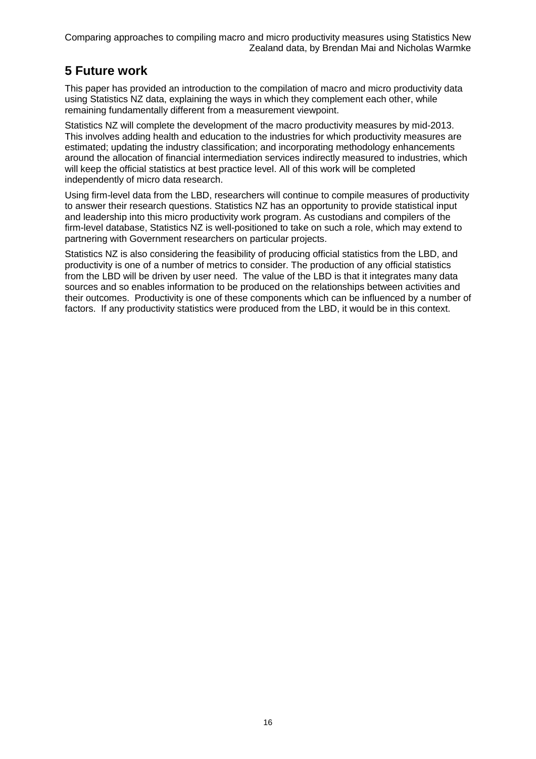## 5 Future work

This paper has provided an introduction to the compilation of macro and micro productivity data using Statistics NZ data, explaining the ways in which they complement each other, while remaining fundamentally different from a measurement viewpoint.

Statistics NZ will complete the development of the macro productivity measures by mid-2013. This involves adding health and education to the industries for which productivity measures are estimated; updating the industry classification; and incorporating methodology enhancements around the allocation of financial intermediation services indirectly measured to industries, which will keep the official statistics at best practice level. All of this work will be completed independently of micro data research.

Using firm-level data from the LBD, researchers will continue to compile measures of productivity to answer their research questions. Statistics NZ has an opportunity to provide statistical input and leadership into this micro productivity work program. As custodians and compilers of the firm-level database, Statistics NZ is well-positioned to take on such a role, which may extend to partnering with Government researchers on particular projects.

Statistics NZ is also considering the feasibility of producing official statistics from the LBD, and productivity is one of a number of metrics to consider. The production of any official statistics from the LBD will be driven by user need. The value of the LBD is that it integrates many data sources and so enables information to be produced on the relationships between activities and their outcomes. Productivity is one of these components which can be influenced by a number of factors. If any productivity statistics were produced from the LBD, it would be in this context.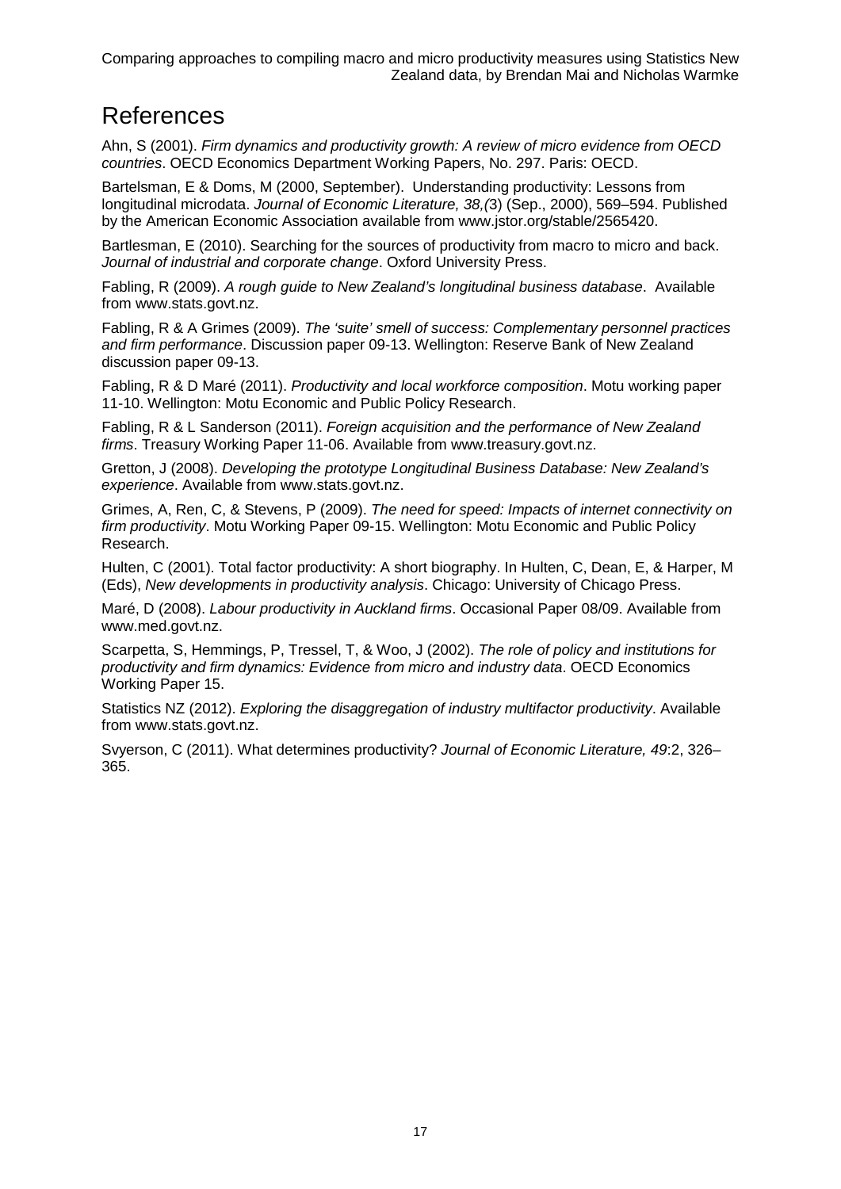# References

Ahn, S (2001). *Firm dynamics and productivity growth: A review of micro evidence from OECD countries*. OECD Economics Department Working Papers, No. 297. Paris: OECD.

Bartelsman, E & Doms, M (2000, September). Understanding productivity: Lessons from longitudinal microdata. *Journal of Economic Literature, 38,(*3) (Sep., 2000), 569–594. Published by the American Economic Association available from www.jstor.org/stable/2565420.

Bartlesman, E (2010). Searching for the sources of productivity from macro to micro and back. *Journal of industrial and corporate change*. Oxford University Press.

Fabling, R (2009). *A rough guide to New Zealand's longitudinal business database*. Available from www.stats.govt.nz.

Fabling, R & A Grimes (2009). *The 'suite' smell of success: Complementary personnel practices and firm performance*. Discussion paper 09-13. Wellington: Reserve Bank of New Zealand discussion paper 09-13.

Fabling, R & D Maré (2011). *Productivity and local workforce composition*. Motu working paper 11-10. Wellington: Motu Economic and Public Policy Research.

Fabling, R & L Sanderson (2011). *Foreign acquisition and the performance of New Zealand firms*. Treasury Working Paper 11-06. Available from www.treasury.govt.nz.

Gretton, J (2008). *Developing the prototype Longitudinal Business Database: New Zealand's experience*. Available from www.stats.govt.nz.

Grimes, A, Ren, C, & Stevens, P (2009). *The need for speed: Impacts of internet connectivity on firm productivity*. Motu Working Paper 09-15. Wellington: Motu Economic and Public Policy Research.

Hulten, C (2001). Total factor productivity: A short biography. In Hulten, C, Dean, E, & Harper, M (Eds), *New developments in productivity analysis*. Chicago: University of Chicago Press.

Maré, D (2008). *Labour productivity in Auckland firms*. Occasional Paper 08/09. Available from www.med.govt.nz.

Scarpetta, S, Hemmings, P, Tressel, T, & Woo, J (2002). *The role of policy and institutions for productivity and firm dynamics: Evidence from micro and industry data*. OECD Economics Working Paper 15.

Statistics NZ (2012). *Exploring the disaggregation of industry multifactor productivity*. Available from www.stats.govt.nz.

Svyerson, C (2011). What determines productivity? *Journal of Economic Literature, 49*:2, 326–365.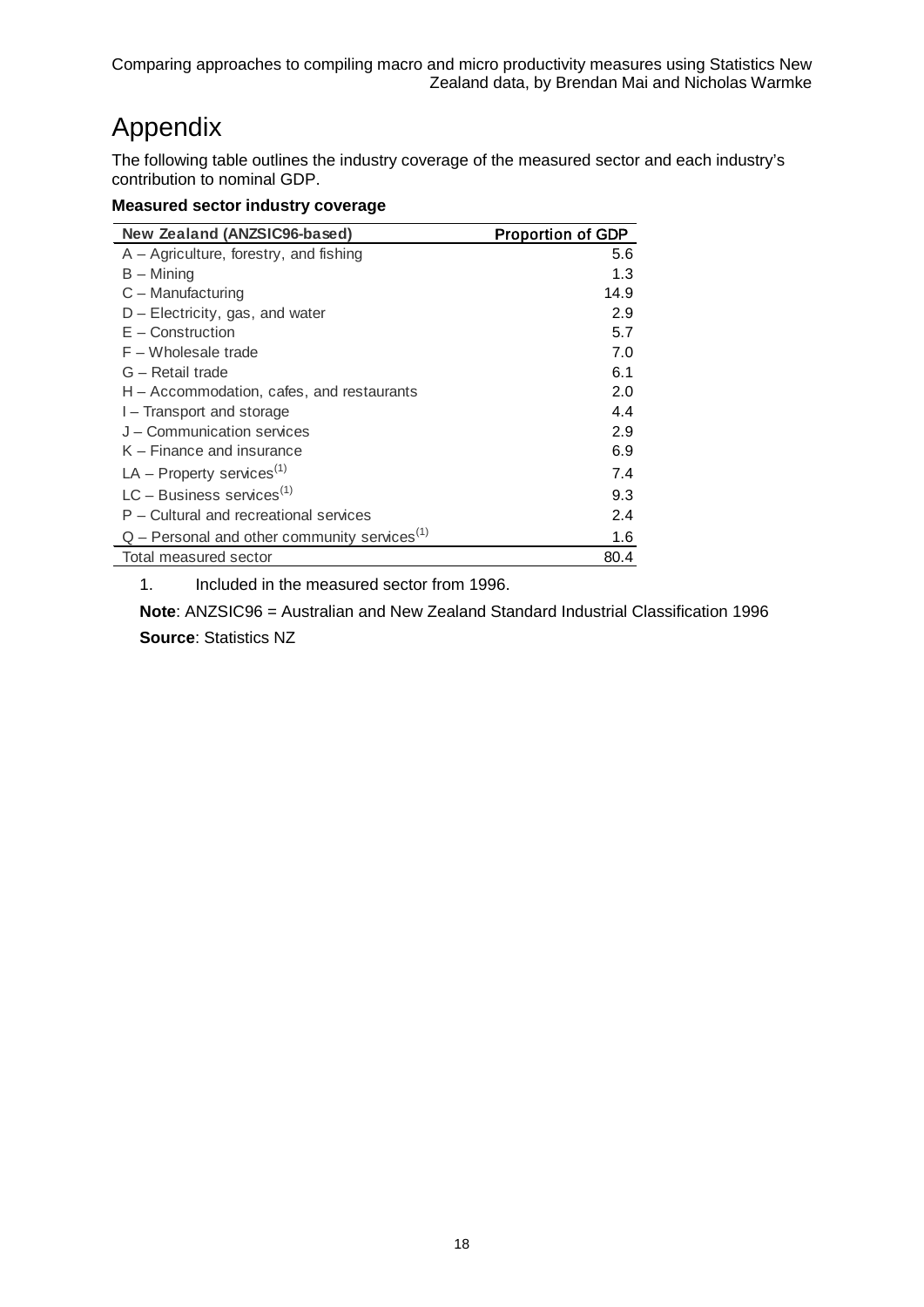# Appendix

The following table outlines the industry coverage of the measured sector and each industry's contribution to nominal GDP.

**Measured sector industry coverage**

| New Zealand (ANZSIC96-based) | Proportion of GDP |
|---|---|
| A – Agriculture, forestry, and fishing | 5.6 |
| B – Mining | 1.3 |
| C – Manufacturing | 14.9 |
| D – Electricity, gas, and water | 2.9 |
| E – Construction | 5.7 |
| F – Wholesale trade | 7.0 |
| G – Retail trade | 6.1 |
| H – Accommodation, cafes, and restaurants | 2.0 |
| I – Transport and storage | 4.4 |
| J – Communication services | 2.9 |
| K – Finance and insurance | 6.9 |
| LA – Property services(1) | 7.4 |
| LC – Business services(1) | 9.3 |
| P – Cultural and recreational services | 2.4 |
| Q – Personal and other community services(1) | 1.6 |
| Total measured sector | 80.4 |

1. Included in the measured sector from 1996.

**Note**: ANZSIC96 = Australian and New Zealand Standard Industrial Classification 1996

**Source**: Statistics NZ